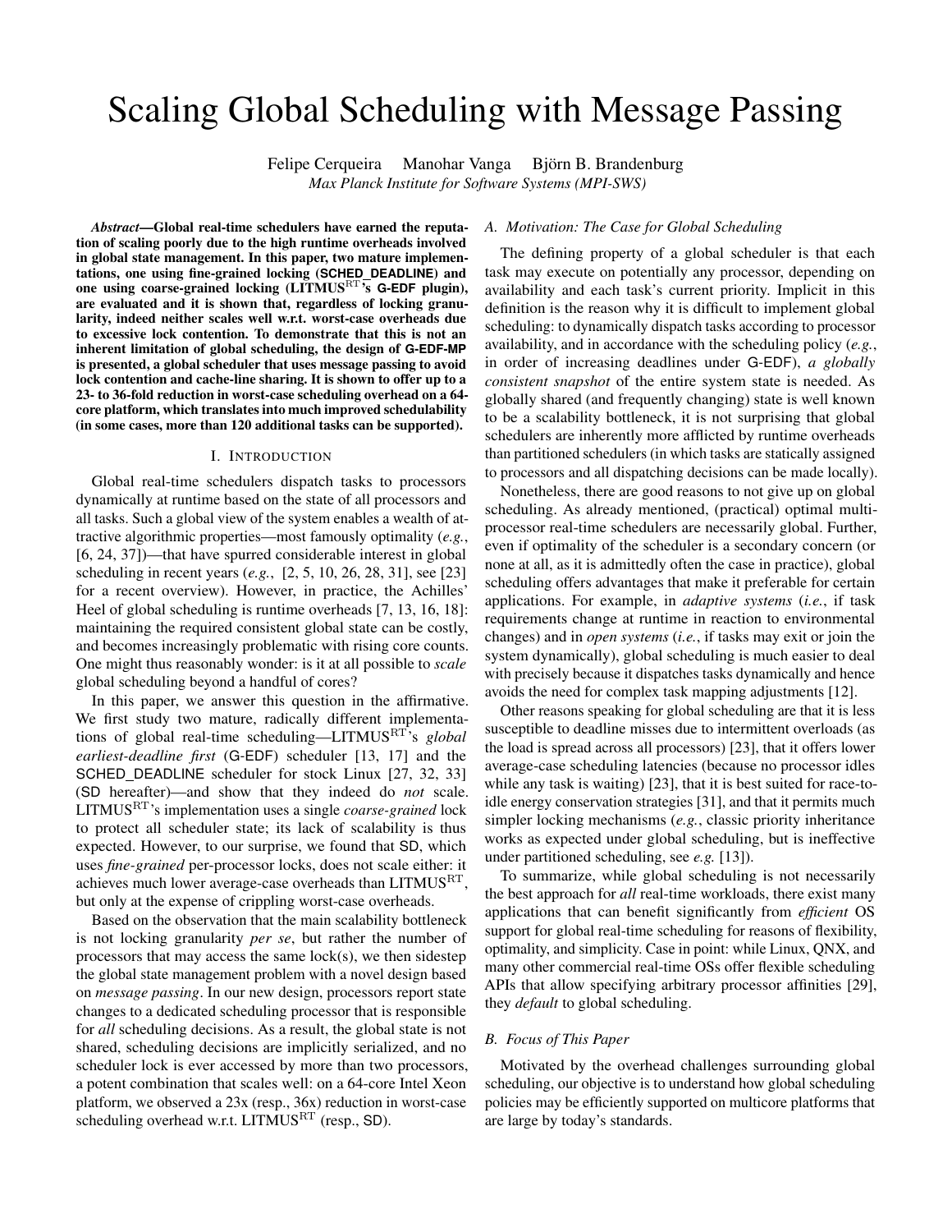# Scaling Global Scheduling with Message Passing

Felipe Cerqueira Manohar Vanga Björn B. Brandenburg
*Max Planck Institute for Software Systems (MPI-SWS)*

***Abstract*—Global real-time schedulers have earned the reputation of scaling poorly due to the high runtime overheads involved in global state management. In this paper, two mature implementations, one using fine-grained locking (SCHED_DEADLINE) and one using coarse-grained locking (LITMUS$^{\rm RT}$'s G-EDF plugin), are evaluated and it is shown that, regardless of locking granularity, indeed neither scales well w.r.t. worst-case overheads due to excessive lock contention. To demonstrate that this is not an inherent limitation of global scheduling, the design of G-EDF-MP is presented, a global scheduler that uses message passing to avoid lock contention and cache-line sharing. It is shown to offer up to a 23- to 36-fold reduction in worst-case scheduling overhead on a 64-core platform, which translates into much improved schedulability (in some cases, more than 120 additional tasks can be supported).**

## I. Introduction

Global real-time schedulers dispatch tasks to processors dynamically at runtime based on the state of all processors and all tasks. Such a global view of the system enables a wealth of attractive algorithmic properties—most famously optimality (*e.g.*, [6, 24, 37])—that have spurred considerable interest in global scheduling in recent years (*e.g.*, [2, 5, 10, 26, 28, 31], see [23] for a recent overview). However, in practice, the Achilles' Heel of global scheduling is runtime overheads [7, 13, 16, 18]: maintaining the required consistent global state can be costly, and becomes increasingly problematic with rising core counts. One might thus reasonably wonder: is it at all possible to *scale* global scheduling beyond a handful of cores?

In this paper, we answer this question in the affirmative. We first study two mature, radically different implementations of global real-time scheduling—LITMUS$^{\rm RT}$'s *global earliest-deadline first* (G-EDF) scheduler [13, 17] and the SCHED_DEADLINE scheduler for stock Linux [27, 32, 33] (SD hereafter)—and show that they indeed do *not* scale. LITMUS$^{\rm RT}$'s implementation uses a single *coarse-grained* lock to protect all scheduler state; its lack of scalability is thus expected. However, to our surprise, we found that SD, which uses *fine-grained* per-processor locks, does not scale either: it achieves much lower average-case overheads than LITMUS$^{\rm RT}$, but only at the expense of crippling worst-case overheads.

Based on the observation that the main scalability bottleneck is not locking granularity *per se*, but rather the number of processors that may access the same lock(s), we then sidestep the global state management problem with a novel design based on *message passing*. In our new design, processors report state changes to a dedicated scheduling processor that is responsible for *all* scheduling decisions. As a result, the global state is not shared, scheduling decisions are implicitly serialized, and no scheduler lock is ever accessed by more than two processors, a potent combination that scales well: on a 64-core Intel Xeon platform, we observed a 23x (resp., 36x) reduction in worst-case scheduling overhead w.r.t. LITMUS$^{\rm RT}$ (resp., SD).

### A. Motivation: The Case for Global Scheduling

The defining property of a global scheduler is that each task may execute on potentially any processor, depending on availability and each task's current priority. Implicit in this definition is the reason why it is difficult to implement global scheduling: to dynamically dispatch tasks according to processor availability, and in accordance with the scheduling policy (*e.g.*, in order of increasing deadlines under G-EDF), *a globally consistent snapshot* of the entire system state is needed. As globally shared (and frequently changing) state is well known to be a scalability bottleneck, it is not surprising that global schedulers are inherently more afflicted by runtime overheads than partitioned schedulers (in which tasks are statically assigned to processors and all dispatching decisions can be made locally).

Nonetheless, there are good reasons to not give up on global scheduling. As already mentioned, (practical) optimal multiprocessor real-time schedulers are necessarily global. Further, even if optimality of the scheduler is a secondary concern (or none at all, as it is admittedly often the case in practice), global scheduling offers advantages that make it preferable for certain applications. For example, in *adaptive systems* (*i.e.*, if task requirements change at runtime in reaction to environmental changes) and in *open systems* (*i.e.*, if tasks may exit or join the system dynamically), global scheduling is much easier to deal with precisely because it dispatches tasks dynamically and hence avoids the need for complex task mapping adjustments [12].

Other reasons speaking for global scheduling are that it is less susceptible to deadline misses due to intermittent overloads (as the load is spread across all processors) [23], that it offers lower average-case scheduling latencies (because no processor idles while any task is waiting) [23], that it is best suited for race-to-idle energy conservation strategies [31], and that it permits much simpler locking mechanisms (*e.g.*, classic priority inheritance works as expected under global scheduling, but is ineffective under partitioned scheduling, see *e.g.* [13]).

To summarize, while global scheduling is not necessarily the best approach for *all* real-time workloads, there exist many applications that can benefit significantly from *efficient* OS support for global real-time scheduling for reasons of flexibility, optimality, and simplicity. Case in point: while Linux, QNX, and many other commercial real-time OSs offer flexible scheduling APIs that allow specifying arbitrary processor affinities [29], they *default* to global scheduling.

### B. Focus of This Paper

Motivated by the overhead challenges surrounding global scheduling, our objective is to understand how global scheduling policies may be efficiently supported on multicore platforms that are large by today's standards.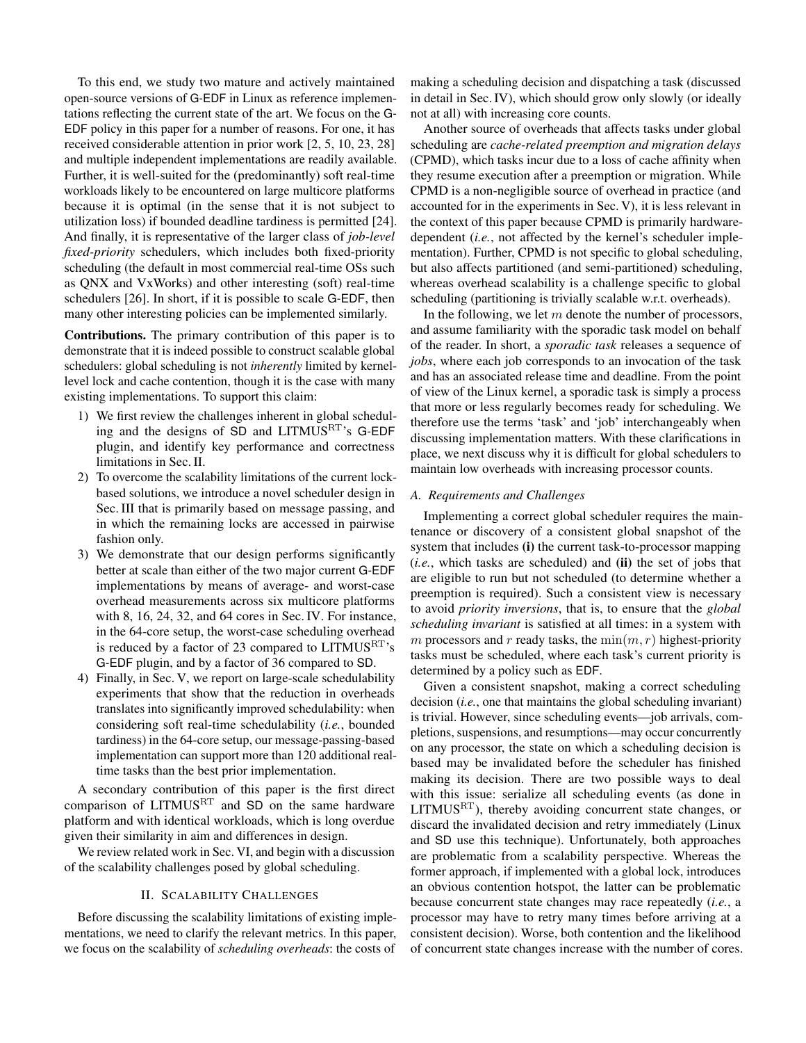To this end, we study two mature and actively maintained open-source versions of G-EDF in Linux as reference implementations reflecting the current state of the art. We focus on the G-EDF policy in this paper for a number of reasons. For one, it has received considerable attention in prior work [2, 5, 10, 23, 28] and multiple independent implementations are readily available. Further, it is well-suited for the (predominantly) soft real-time workloads likely to be encountered on large multicore platforms because it is optimal (in the sense that it is not subject to utilization loss) if bounded deadline tardiness is permitted [24]. And finally, it is representative of the larger class of *job-level fixed-priority* schedulers, which includes both fixed-priority scheduling (the default in most commercial real-time OSs such as QNX and VxWorks) and other interesting (soft) real-time schedulers [26]. In short, if it is possible to scale G-EDF, then many other interesting policies can be implemented similarly.

**Contributions.** The primary contribution of this paper is to demonstrate that it is indeed possible to construct scalable global schedulers: global scheduling is not *inherently* limited by kernel-level lock and cache contention, though it is the case with many existing implementations. To support this claim:

1) We first review the challenges inherent in global scheduling and the designs of SD and LITMUS$^{\text{RT}}$'s G-EDF plugin, and identify key performance and correctness limitations in Sec. II.
2) To overcome the scalability limitations of the current lock-based solutions, we introduce a novel scheduler design in Sec. III that is primarily based on message passing, and in which the remaining locks are accessed in pairwise fashion only.
3) We demonstrate that our design performs significantly better at scale than either of the two major current G-EDF implementations by means of average- and worst-case overhead measurements across six multicore platforms with 8, 16, 24, 32, and 64 cores in Sec. IV. For instance, in the 64-core setup, the worst-case scheduling overhead is reduced by a factor of 23 compared to LITMUS$^{\text{RT}}$'s G-EDF plugin, and by a factor of 36 compared to SD.
4) Finally, in Sec. V, we report on large-scale schedulability experiments that show that the reduction in overheads translates into significantly improved schedulability: when considering soft real-time schedulability (*i.e.*, bounded tardiness) in the 64-core setup, our message-passing-based implementation can support more than 120 additional real-time tasks than the best prior implementation.

A secondary contribution of this paper is the first direct comparison of LITMUS$^{\text{RT}}$ and SD on the same hardware platform and with identical workloads, which is long overdue given their similarity in aim and differences in design.

We review related work in Sec. VI, and begin with a discussion of the scalability challenges posed by global scheduling.

## II. Scalability Challenges

Before discussing the scalability limitations of existing implementations, we need to clarify the relevant metrics. In this paper, we focus on the scalability of *scheduling overheads*: the costs of making a scheduling decision and dispatching a task (discussed in detail in Sec. IV), which should grow only slowly (or ideally not at all) with increasing core counts.

Another source of overheads that affects tasks under global scheduling are *cache-related preemption and migration delays* (CPMD), which tasks incur due to a loss of cache affinity when they resume execution after a preemption or migration. While CPMD is a non-negligible source of overhead in practice (and accounted for in the experiments in Sec. V), it is less relevant in the context of this paper because CPMD is primarily hardware-dependent (*i.e.*, not affected by the kernel's scheduler implementation). Further, CPMD is not specific to global scheduling, but also affects partitioned (and semi-partitioned) scheduling, whereas overhead scalability is a challenge specific to global scheduling (partitioning is trivially scalable w.r.t. overheads).

In the following, we let $m$ denote the number of processors, and assume familiarity with the sporadic task model on behalf of the reader. In short, a *sporadic task* releases a sequence of *jobs*, where each job corresponds to an invocation of the task and has an associated release time and deadline. From the point of view of the Linux kernel, a sporadic task is simply a process that more or less regularly becomes ready for scheduling. We therefore use the terms 'task' and 'job' interchangeably when discussing implementation matters. With these clarifications in place, we next discuss why it is difficult for global schedulers to maintain low overheads with increasing processor counts.

### A. Requirements and Challenges

Implementing a correct global scheduler requires the maintenance or discovery of a consistent global snapshot of the system that includes **(i)** the current task-to-processor mapping (*i.e.*, which tasks are scheduled) and **(ii)** the set of jobs that are eligible to run but not scheduled (to determine whether a preemption is required). Such a consistent view is necessary to avoid *priority inversions*, that is, to ensure that the *global scheduling invariant* is satisfied at all times: in a system with $m$ processors and $r$ ready tasks, the $\min(m, r)$ highest-priority tasks must be scheduled, where each task's current priority is determined by a policy such as EDF.

Given a consistent snapshot, making a correct scheduling decision (*i.e.*, one that maintains the global scheduling invariant) is trivial. However, since scheduling events—job arrivals, completions, suspensions, and resumptions—may occur concurrently on any processor, the state on which a scheduling decision is based may be invalidated before the scheduler has finished making its decision. There are two possible ways to deal with this issue: serialize all scheduling events (as done in LITMUS$^{\text{RT}}$), thereby avoiding concurrent state changes, or discard the invalidated decision and retry immediately (Linux and SD use this technique). Unfortunately, both approaches are problematic from a scalability perspective. Whereas the former approach, if implemented with a global lock, introduces an obvious contention hotspot, the latter can be problematic because concurrent state changes may race repeatedly (*i.e.*, a processor may have to retry many times before arriving at a consistent decision). Worse, both contention and the likelihood of concurrent state changes increase with the number of cores.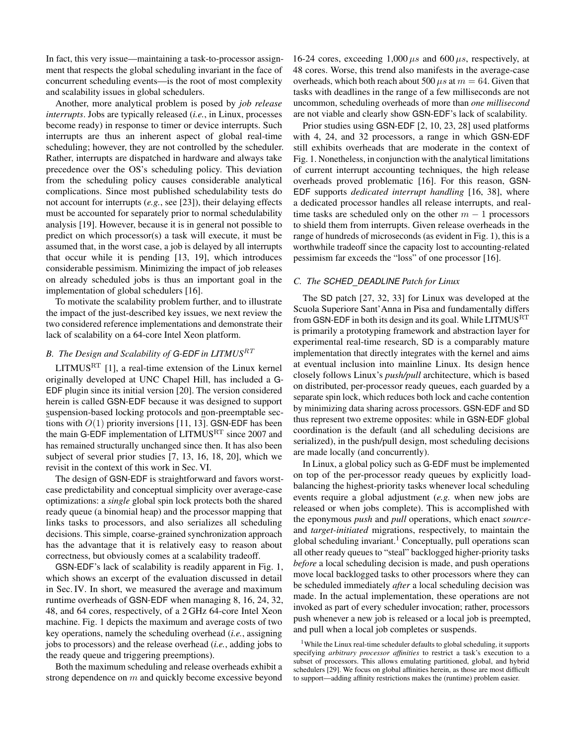In fact, this very issue—maintaining a task-to-processor assignment that respects the global scheduling invariant in the face of concurrent scheduling events—is the root of most complexity and scalability issues in global schedulers.

Another, more analytical problem is posed by *job release interrupts*. Jobs are typically released (*i.e.*, in Linux, processes become ready) in response to timer or device interrupts. Such interrupts are thus an inherent aspect of global real-time scheduling; however, they are not controlled by the scheduler. Rather, interrupts are dispatched in hardware and always take precedence over the OS's scheduling policy. This deviation from the scheduling policy causes considerable analytical complications. Since most published schedulability tests do not account for interrupts (*e.g.*, see [23]), their delaying effects must be accounted for separately prior to normal schedulability analysis [19]. However, because it is in general not possible to predict on which processor(s) a task will execute, it must be assumed that, in the worst case, a job is delayed by all interrupts that occur while it is pending [13, 19], which introduces considerable pessimism. Minimizing the impact of job releases on already scheduled jobs is thus an important goal in the implementation of global schedulers [16].

To motivate the scalability problem further, and to illustrate the impact of the just-described key issues, we next review the two considered reference implementations and demonstrate their lack of scalability on a 64-core Intel Xeon platform.

### B. The Design and Scalability of G-EDF in LITMUS$^{RT}$

LITMUS$^{\mathrm{RT}}$ [1], a real-time extension of the Linux kernel originally developed at UNC Chapel Hill, has included a G-EDF plugin since its initial version [20]. The version considered herein is called GSN-EDF because it was designed to support suspension-based locking protocols and non-preemptable sections with $O(1)$ priority inversions [11, 13]. GSN-EDF has been the main G-EDF implementation of LITMUS$^{\mathrm{RT}}$ since 2007 and has remained structurally unchanged since then. It has also been subject of several prior studies [7, 13, 16, 18, 20], which we revisit in the context of this work in Sec. VI.

The design of GSN-EDF is straightforward and favors worst-case predictability and conceptual simplicity over average-case optimizations: a *single* global spin lock protects both the shared ready queue (a binomial heap) and the processor mapping that links tasks to processors, and also serializes all scheduling decisions. This simple, coarse-grained synchronization approach has the advantage that it is relatively easy to reason about correctness, but obviously comes at a scalability tradeoff.

GSN-EDF's lack of scalability is readily apparent in Fig. 1, which shows an excerpt of the evaluation discussed in detail in Sec. IV. In short, we measured the average and maximum runtime overheads of GSN-EDF when managing 8, 16, 24, 32, 48, and 64 cores, respectively, of a 2 GHz 64-core Intel Xeon machine. Fig. 1 depicts the maximum and average costs of two key operations, namely the scheduling overhead (*i.e.*, assigning jobs to processors) and the release overhead (*i.e.*, adding jobs to the ready queue and triggering preemptions).

Both the maximum scheduling and release overheads exhibit a strong dependence on $m$ and quickly become excessive beyond 16-24 cores, exceeding 1,000 $\mu s$ and 600 $\mu s$, respectively, at 48 cores. Worse, this trend also manifests in the average-case overheads, which both reach about 500 $\mu s$ at $m = 64$. Given that tasks with deadlines in the range of a few milliseconds are not uncommon, scheduling overheads of more than *one millisecond* are not viable and clearly show GSN-EDF's lack of scalability.

Prior studies using GSN-EDF [2, 10, 23, 28] used platforms with 4, 24, and 32 processors, a range in which GSN-EDF still exhibits overheads that are moderate in the context of Fig. 1. Nonetheless, in conjunction with the analytical limitations of current interrupt accounting techniques, the high release overheads proved problematic [16]. For this reason, GSN-EDF supports *dedicated interrupt handling* [16, 38], where a dedicated processor handles all release interrupts, and real-time tasks are scheduled only on the other $m - 1$ processors to shield them from interrupts. Given release overheads in the range of hundreds of microseconds (as evident in Fig. 1), this is a worthwhile tradeoff since the capacity lost to accounting-related pessimism far exceeds the "loss" of one processor [16].

### C. The SCHED_DEADLINE Patch for Linux

The SD patch [27, 32, 33] for Linux was developed at the Scuola Superiore Sant'Anna in Pisa and fundamentally differs from GSN-EDF in both its design and its goal. While LITMUS$^{\mathrm{RT}}$ is primarily a prototyping framework and abstraction layer for experimental real-time research, SD is a comparably mature implementation that directly integrates with the kernel and aims at eventual inclusion into mainline Linux. Its design hence closely follows Linux's *push/pull* architecture, which is based on distributed, per-processor ready queues, each guarded by a separate spin lock, which reduces both lock and cache contention by minimizing data sharing across processors. GSN-EDF and SD thus represent two extreme opposites: while in GSN-EDF global coordination is the default (and all scheduling decisions are serialized), in the push/pull design, most scheduling decisions are made locally (and concurrently).

In Linux, a global policy such as G-EDF must be implemented on top of the per-processor ready queues by explicitly load-balancing the highest-priority tasks whenever local scheduling events require a global adjustment (*e.g.* when new jobs are released or when jobs complete). This is accomplished with the eponymous *push* and *pull* operations, which enact *source-* and *target-initiated* migrations, respectively, to maintain the global scheduling invariant.[1] Conceptually, pull operations scan all other ready queues to "steal" backlogged higher-priority tasks *before* a local scheduling decision is made, and push operations move local backlogged tasks to other processors where they can be scheduled immediately *after* a local scheduling decision was made. In the actual implementation, these operations are not invoked as part of every scheduler invocation; rather, processors push whenever a new job is released or a local job is preempted, and pull when a local job completes or suspends.

[1] While the Linux real-time scheduler defaults to global scheduling, it supports specifying *arbitrary processor affinities* to restrict a task's execution to a subset of processors. This allows emulating partitioned, global, and hybrid schedulers [29]. We focus on global affinities herein, as those are most difficult to support—adding affinity restrictions makes the (runtime) problem easier.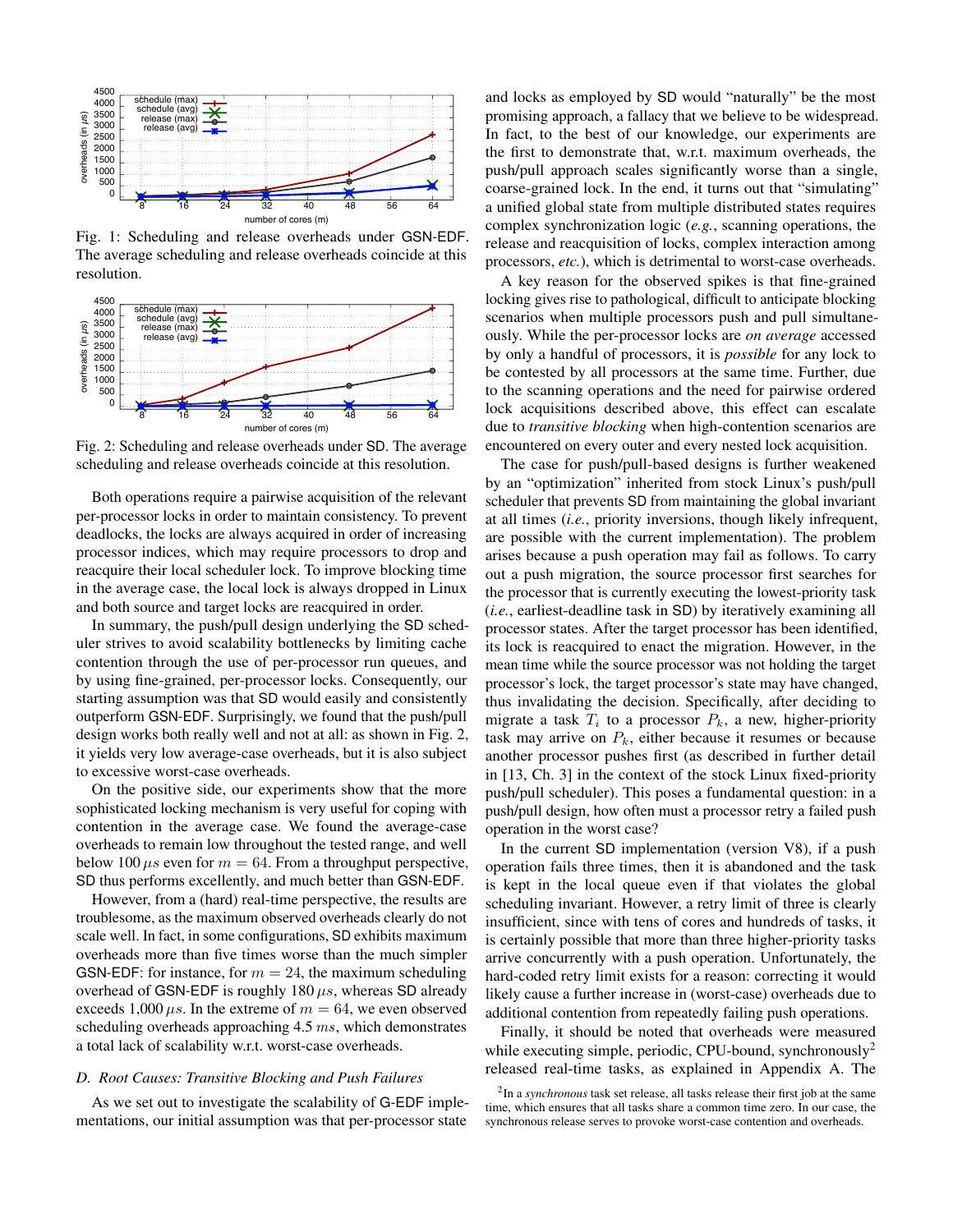Fig. 1: Scheduling and release overheads under GSN-EDF. The average scheduling and release overheads coincide at this resolution.

Fig. 2: Scheduling and release overheads under SD. The average scheduling and release overheads coincide at this resolution.

Both operations require a pairwise acquisition of the relevant per-processor locks in order to maintain consistency. To prevent deadlocks, the locks are always acquired in order of increasing processor indices, which may require processors to drop and reacquire their local scheduler lock. To improve blocking time in the average case, the local lock is always dropped in Linux and both source and target locks are reacquired in order.

In summary, the push/pull design underlying the SD scheduler strives to avoid scalability bottlenecks by limiting cache contention through the use of per-processor run queues, and by using fine-grained, per-processor locks. Consequently, our starting assumption was that SD would easily and consistently outperform GSN-EDF. Surprisingly, we found that the push/pull design works both really well and not at all: as shown in Fig. 2, it yields very low average-case overheads, but it is also subject to excessive worst-case overheads.

On the positive side, our experiments show that the more sophisticated locking mechanism is very useful for coping with contention in the average case. We found the average-case overheads to remain low throughout the tested range, and well below 100 $\mu s$ even for $m = 64$. From a throughput perspective, SD thus performs excellently, and much better than GSN-EDF.

However, from a (hard) real-time perspective, the results are troublesome, as the maximum observed overheads clearly do not scale well. In fact, in some configurations, SD exhibits maximum overheads more than five times worse than the much simpler GSN-EDF: for instance, for $m = 24$, the maximum scheduling overhead of GSN-EDF is roughly 180 $\mu s$, whereas SD already exceeds 1,000 $\mu s$. In the extreme of $m = 64$, we even observed scheduling overheads approaching 4.5 $ms$, which demonstrates a total lack of scalability w.r.t. worst-case overheads.

### D. Root Causes: Transitive Blocking and Push Failures

As we set out to investigate the scalability of G-EDF implementations, our initial assumption was that per-processor state and locks as employed by SD would "naturally" be the most promising approach, a fallacy that we believe to be widespread. In fact, to the best of our knowledge, our experiments are the first to demonstrate that, w.r.t. maximum overheads, the push/pull approach scales significantly worse than a single, coarse-grained lock. In the end, it turns out that "simulating" a unified global state from multiple distributed states requires complex synchronization logic (*e.g.*, scanning operations, the release and reacquisition of locks, complex interaction among processors, *etc.*), which is detrimental to worst-case overheads.

A key reason for the observed spikes is that fine-grained locking gives rise to pathological, difficult to anticipate blocking scenarios when multiple processors push and pull simultaneously. While the per-processor locks are *on average* accessed by only a handful of processors, it is *possible* for any lock to be contested by all processors at the same time. Further, due to the scanning operations and the need for pairwise ordered lock acquisitions described above, this effect can escalate due to *transitive blocking* when high-contention scenarios are encountered on every outer and every nested lock acquisition.

The case for push/pull-based designs is further weakened by an "optimization" inherited from stock Linux's push/pull scheduler that prevents SD from maintaining the global invariant at all times (*i.e.*, priority inversions, though likely infrequent, are possible with the current implementation). The problem arises because a push operation may fail as follows. To carry out a push migration, the source processor first searches for the processor that is currently executing the lowest-priority task (*i.e.*, earliest-deadline task in SD) by iteratively examining all processor states. After the target processor has been identified, its lock is reacquired to enact the migration. However, in the mean time while the source processor was not holding the target processor's lock, the target processor's state may have changed, thus invalidating the decision. Specifically, after deciding to migrate a task $T_i$ to a processor $P_k$, a new, higher-priority task may arrive on $P_k$, either because it resumes or because another processor pushes first (as described in further detail in [13, Ch. 3] in the context of the stock Linux fixed-priority push/pull scheduler). This poses a fundamental question: in a push/pull design, how often must a processor retry a failed push operation in the worst case?

In the current SD implementation (version V8), if a push operation fails three times, then it is abandoned and the task is kept in the local queue even if that violates the global scheduling invariant. However, a retry limit of three is clearly insufficient, since with tens of cores and hundreds of tasks, it is certainly possible that more than three higher-priority tasks arrive concurrently with a push operation. Unfortunately, the hard-coded retry limit exists for a reason: correcting it would likely cause a further increase in (worst-case) overheads due to additional contention from repeatedly failing push operations.

Finally, it should be noted that overheads were measured while executing simple, periodic, CPU-bound, synchronously[2] released real-time tasks, as explained in Appendix A. The

[2] In a *synchronous* task set release, all tasks release their first job at the same time, which ensures that all tasks share a common time zero. In our case, the synchronous release serves to provoke worst-case contention and overheads.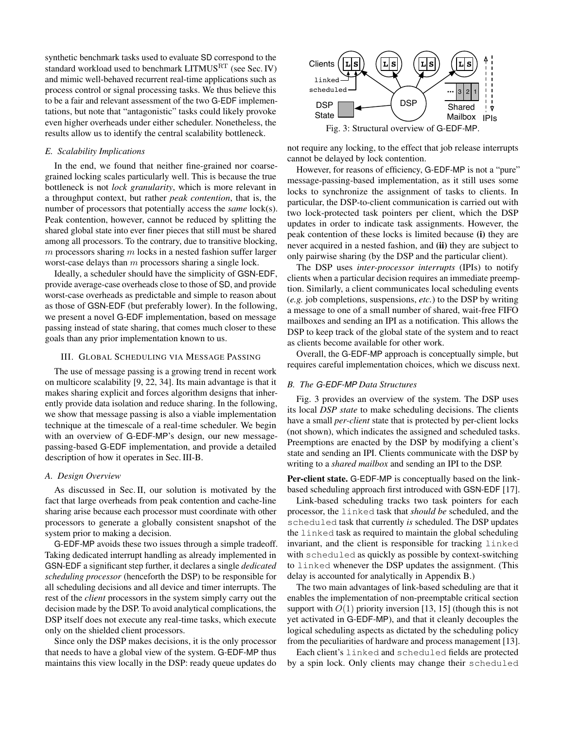synthetic benchmark tasks used to evaluate SD correspond to the standard workload used to benchmark LITMUS$^{\mathrm{RT}}$ (see Sec. IV) and mimic well-behaved recurrent real-time applications such as process control or signal processing tasks. We thus believe this to be a fair and relevant assessment of the two G-EDF implementations, but note that "antagonistic" tasks could likely provoke even higher overheads under either scheduler. Nonetheless, the results allow us to identify the central scalability bottleneck.

### E. Scalability Implications

In the end, we found that neither fine-grained nor coarse-grained locking scales particularly well. This is because the true bottleneck is not *lock granularity*, which is more relevant in a throughput context, but rather *peak contention*, that is, the number of processors that potentially access the *same* lock(s). Peak contention, however, cannot be reduced by splitting the shared global state into ever finer pieces that still must be shared among all processors. To the contrary, due to transitive blocking, $m$ processors sharing $m$ locks in a nested fashion suffer larger worst-case delays than $m$ processors sharing a single lock.

Ideally, a scheduler should have the simplicity of GSN-EDF, provide average-case overheads close to those of SD, and provide worst-case overheads as predictable and simple to reason about as those of GSN-EDF (but preferably lower). In the following, we present a novel G-EDF implementation, based on message passing instead of state sharing, that comes much closer to these goals than any prior implementation known to us.

## III. Global Scheduling via Message Passing

The use of message passing is a growing trend in recent work on multicore scalability [9, 22, 34]. Its main advantage is that it makes sharing explicit and forces algorithm designs that inherently provide data isolation and reduce sharing. In the following, we show that message passing is also a viable implementation technique at the timescale of a real-time scheduler. We begin with an overview of G-EDF-MP's design, our new message-passing-based G-EDF implementation, and provide a detailed description of how it operates in Sec. III-B.

### A. Design Overview

As discussed in Sec. II, our solution is motivated by the fact that large overheads from peak contention and cache-line sharing arise because each processor must coordinate with other processors to generate a globally consistent snapshot of the system prior to making a decision.

G-EDF-MP avoids these two issues through a simple tradeoff. Taking dedicated interrupt handling as already implemented in GSN-EDF a significant step further, it declares a single *dedicated scheduling processor* (henceforth the DSP) to be responsible for all scheduling decisions and all device and timer interrupts. The rest of the *client* processors in the system simply carry out the decision made by the DSP. To avoid analytical complications, the DSP itself does not execute any real-time tasks, which execute only on the shielded client processors.

Since only the DSP makes decisions, it is the only processor that needs to have a global view of the system. G-EDF-MP thus maintains this view locally in the DSP: ready queue updates do not require any locking, to the effect that job release interrupts cannot be delayed by lock contention.

However, for reasons of efficiency, G-EDF-MP is not a "pure" message-passing-based implementation, as it still uses some locks to synchronize the assignment of tasks to clients. In particular, the DSP-to-client communication is carried out with two lock-protected task pointers per client, which the DSP updates in order to indicate task assignments. However, the peak contention of these locks is limited because **(i)** they are never acquired in a nested fashion, and **(ii)** they are subject to only pairwise sharing (by the DSP and the particular client).

The DSP uses *inter-processor interrupts* (IPIs) to notify clients when a particular decision requires an immediate preemption. Similarly, a client communicates local scheduling events (*e.g.* job completions, suspensions, *etc.*) to the DSP by writing a message to one of a small number of shared, wait-free FIFO mailboxes and sending an IPI as a notification. This allows the DSP to keep track of the global state of the system and to react as clients become available for other work.

Overall, the G-EDF-MP approach is conceptually simple, but requires careful implementation choices, which we discuss next.

Fig. 3: Structural overview of G-EDF-MP.

### B. The G-EDF-MP Data Structures

Fig. 3 provides an overview of the system. The DSP uses its local *DSP state* to make scheduling decisions. The clients have a small *per-client* state that is protected by per-client locks (not shown), which indicates the assigned and scheduled tasks. Preemptions are enacted by the DSP by modifying a client's state and sending an IPI. Clients communicate with the DSP by writing to a *shared mailbox* and sending an IPI to the DSP.

**Per-client state.** G-EDF-MP is conceptually based on the link-based scheduling approach first introduced with GSN-EDF [17].

Link-based scheduling tracks two task pointers for each processor, the `linked` task that *should be* scheduled, and the `scheduled` task that currently *is* scheduled. The DSP updates the `linked` task as required to maintain the global scheduling invariant, and the client is responsible for tracking `linked` with `scheduled` as quickly as possible by context-switching to `linked` whenever the DSP updates the assignment. (This delay is accounted for analytically in Appendix B.)

The two main advantages of link-based scheduling are that it enables the implementation of non-preemptable critical section support with $O(1)$ priority inversion [13, 15] (though this is not yet activated in G-EDF-MP), and that it cleanly decouples the logical scheduling aspects as dictated by the scheduling policy from the peculiarities of hardware and process management [13].

Each client's `linked` and `scheduled` fields are protected by a spin lock. Only clients may change their `scheduled`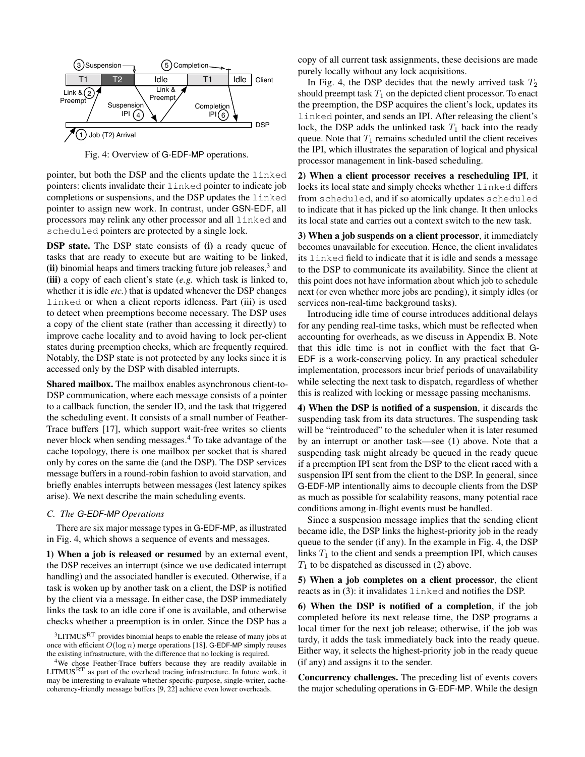Fig. 4: Overview of G-EDF-MP operations.

pointer, but both the DSP and the clients update the `linked` pointers: clients invalidate their `linked` pointer to indicate job completions or suspensions, and the DSP updates the `linked` pointer to assign new work. In contrast, under GSN-EDF, all processors may relink any other processor and all `linked` and `scheduled` pointers are protected by a single lock.

**DSP state.** The DSP state consists of **(i)** a ready queue of tasks that are ready to execute but are waiting to be linked, **(ii)** binomial heaps and timers tracking future job releases,[3] and **(iii)** a copy of each client's state (*e.g.* which task is linked to, whether it is idle *etc.*) that is updated whenever the DSP changes `linked` or when a client reports idleness. Part (iii) is used to detect when preemptions become necessary. The DSP uses a copy of the client state (rather than accessing it directly) to improve cache locality and to avoid having to lock per-client states during preemption checks, which are frequently required. Notably, the DSP state is not protected by any locks since it is accessed only by the DSP with disabled interrupts.

**Shared mailbox.** The mailbox enables asynchronous client-to-DSP communication, where each message consists of a pointer to a callback function, the sender ID, and the task that triggered the scheduling event. It consists of a small number of Feather-Trace buffers [17], which support wait-free writes so clients never block when sending messages.[4] To take advantage of the cache topology, there is one mailbox per socket that is shared only by cores on the same die (and the DSP). The DSP services message buffers in a round-robin fashion to avoid starvation, and briefly enables interrupts between messages (lest latency spikes arise). We next describe the main scheduling events.

### C. The G-EDF-MP Operations

There are six major message types in G-EDF-MP, as illustrated in Fig. 4, which shows a sequence of events and messages.

**1) When a job is released or resumed** by an external event, the DSP receives an interrupt (since we use dedicated interrupt handling) and the associated handler is executed. Otherwise, if a task is woken up by another task on a client, the DSP is notified by the client via a message. In either case, the DSP immediately links the task to an idle core if one is available, and otherwise checks whether a preemption is in order. Since the DSP has a copy of all current task assignments, these decisions are made purely locally without any lock acquisitions.

In Fig. 4, the DSP decides that the newly arrived task $T_2$ should preempt task $T_1$ on the depicted client processor. To enact the preemption, the DSP acquires the client's lock, updates its `linked` pointer, and sends an IPI. After releasing the client's lock, the DSP adds the unlinked task $T_1$ back into the ready queue. Note that $T_1$ remains scheduled until the client receives the IPI, which illustrates the separation of logical and physical processor management in link-based scheduling.

**2) When a client processor receives a rescheduling IPI**, it locks its local state and simply checks whether `linked` differs from `scheduled`, and if so atomically updates `scheduled` to indicate that it has picked up the link change. It then unlocks its local state and carries out a context switch to the new task.

**3) When a job suspends on a client processor**, it immediately becomes unavailable for execution. Hence, the client invalidates its `linked` field to indicate that it is idle and sends a message to the DSP to communicate its availability. Since the client at this point does not have information about which job to schedule next (or even whether more jobs are pending), it simply idles (or services non-real-time background tasks).

Introducing idle time of course introduces additional delays for any pending real-time tasks, which must be reflected when accounting for overheads, as we discuss in Appendix B. Note that this idle time is not in conflict with the fact that G-EDF is a work-conserving policy. In any practical scheduler implementation, processors incur brief periods of unavailability while selecting the next task to dispatch, regardless of whether this is realized with locking or message passing mechanisms.

**4) When the DSP is notified of a suspension**, it discards the suspending task from its data structures. The suspending task will be "reintroduced" to the scheduler when it is later resumed by an interrupt or another task—see (1) above. Note that a suspending task might already be queued in the ready queue if a preemption IPI sent from the DSP to the client raced with a suspension IPI sent from the client to the DSP. In general, since G-EDF-MP intentionally aims to decouple clients from the DSP as much as possible for scalability reasons, many potential race conditions among in-flight events must be handled.

Since a suspension message implies that the sending client became idle, the DSP links the highest-priority job in the ready queue to the sender (if any). In the example in Fig. 4, the DSP links $T_1$ to the client and sends a preemption IPI, which causes $T_1$ to be dispatched as discussed in (2) above.

**5) When a job completes on a client processor**, the client reacts as in (3): it invalidates `linked` and notifies the DSP.

**6) When the DSP is notified of a completion**, if the job completed before its next release time, the DSP programs a local timer for the next job release; otherwise, if the job was tardy, it adds the task immediately back into the ready queue. Either way, it selects the highest-priority job in the ready queue (if any) and assigns it to the sender.

**Concurrency challenges.** The preceding list of events covers the major scheduling operations in G-EDF-MP. While the design

[3] LITMUS$^{\text{RT}}$ provides binomial heaps to enable the release of many jobs at once with efficient $O(\log n)$ merge operations [18]. G-EDF-MP simply reuses the existing infrastructure, with the difference that no locking is required.

[4] We chose Feather-Trace buffers because they are readily available in LITMUS$^{\text{RT}}$ as part of the overhead tracing infrastructure. In future work, it may be interesting to evaluate whether specific-purpose, single-writer, cache-coherency-friendly message buffers [9, 22] achieve even lower overheads.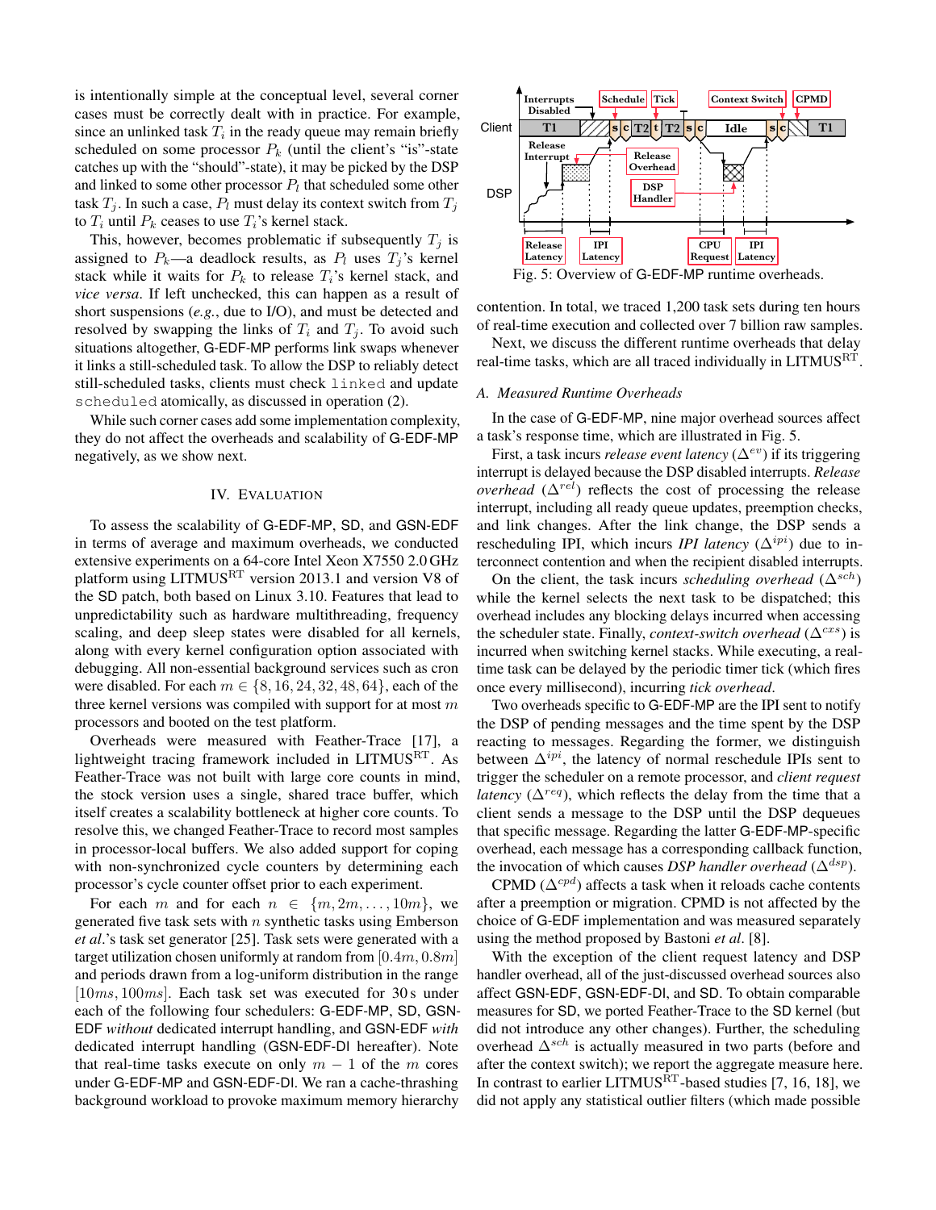is intentionally simple at the conceptual level, several corner cases must be correctly dealt with in practice. For example, since an unlinked task $T_i$ in the ready queue may remain briefly scheduled on some processor $P_k$ (until the client's "is"-state catches up with the "should"-state), it may be picked by the DSP and linked to some other processor $P_l$ that scheduled some other task $T_j$. In such a case, $P_l$ must delay its context switch from $T_j$ to $T_i$ until $P_k$ ceases to use $T_i$'s kernel stack.

This, however, becomes problematic if subsequently $T_j$ is assigned to $P_k$—a deadlock results, as $P_l$ uses $T_j$'s kernel stack while it waits for $P_k$ to release $T_i$'s kernel stack, and *vice versa*. If left unchecked, this can happen as a result of short suspensions (*e.g.*, due to I/O), and must be detected and resolved by swapping the links of $T_i$ and $T_j$. To avoid such situations altogether, G-EDF-MP performs link swaps whenever it links a still-scheduled task. To allow the DSP to reliably detect still-scheduled tasks, clients must check `linked` and update `scheduled` atomically, as discussed in operation (2).

While such corner cases add some implementation complexity, they do not affect the overheads and scalability of G-EDF-MP negatively, as we show next.

## IV. Evaluation

To assess the scalability of G-EDF-MP, SD, and GSN-EDF in terms of average and maximum overheads, we conducted extensive experiments on a 64-core Intel Xeon X7550 2.0 GHz platform using LITMUS$^{RT}$ version 2013.1 and version V8 of the SD patch, both based on Linux 3.10. Features that lead to unpredictability such as hardware multithreading, frequency scaling, and deep sleep states were disabled for all kernels, along with every kernel configuration option associated with debugging. All non-essential background services such as cron were disabled. For each $m \in \{8, 16, 24, 32, 48, 64\}$, each of the three kernel versions was compiled with support for at most $m$ processors and booted on the test platform.

Overheads were measured with Feather-Trace [17], a lightweight tracing framework included in LITMUS$^{RT}$. As Feather-Trace was not built with large core counts in mind, the stock version uses a single, shared trace buffer, which itself creates a scalability bottleneck at higher core counts. To resolve this, we changed Feather-Trace to record most samples in processor-local buffers. We also added support for coping with non-synchronized cycle counters by determining each processor's cycle counter offset prior to each experiment.

For each $m$ and for each $n \in \{m, 2m, \ldots, 10m\}$, we generated five task sets with $n$ synthetic tasks using Emberson *et al.*'s task set generator [25]. Task sets were generated with a target utilization chosen uniformly at random from $[0.4m, 0.8m]$ and periods drawn from a log-uniform distribution in the range $[10ms, 100ms]$. Each task set was executed for 30 s under each of the following four schedulers: G-EDF-MP, SD, GSN-EDF *without* dedicated interrupt handling, and GSN-EDF *with* dedicated interrupt handling (GSN-EDF-DI hereafter). Note that real-time tasks execute on only $m-1$ of the $m$ cores under G-EDF-MP and GSN-EDF-DI. We ran a cache-thrashing background workload to provoke maximum memory hierarchy contention. In total, we traced 1,200 task sets during ten hours of real-time execution and collected over 7 billion raw samples.

Fig. 5: Overview of G-EDF-MP runtime overheads.

Next, we discuss the different runtime overheads that delay real-time tasks, which are all traced individually in LITMUS$^{RT}$.

### A. Measured Runtime Overheads

In the case of G-EDF-MP, nine major overhead sources affect a task's response time, which are illustrated in Fig. 5.

First, a task incurs *release event latency* ($\Delta^{ev}$) if its triggering interrupt is delayed because the DSP disabled interrupts. *Release overhead* ($\Delta^{rel}$) reflects the cost of processing the release interrupt, including all ready queue updates, preemption checks, and link changes. After the link change, the DSP sends a rescheduling IPI, which incurs *IPI latency* ($\Delta^{ipi}$) due to interconnect contention and when the recipient disabled interrupts.

On the client, the task incurs *scheduling overhead* ($\Delta^{sch}$) while the kernel selects the next task to be dispatched; this overhead includes any blocking delays incurred when accessing the scheduler state. Finally, *context-switch overhead* ($\Delta^{cxs}$) is incurred when switching kernel stacks. While executing, a real-time task can be delayed by the periodic timer tick (which fires once every millisecond), incurring *tick overhead*.

Two overheads specific to G-EDF-MP are the IPI sent to notify the DSP of pending messages and the time spent by the DSP reacting to messages. Regarding the former, we distinguish between $\Delta^{ipi}$, the latency of normal reschedule IPIs sent to trigger the scheduler on a remote processor, and *client request latency* ($\Delta^{req}$), which reflects the delay from the time that a client sends a message to the DSP until the DSP dequeues that specific message. Regarding the latter G-EDF-MP-specific overhead, each message has a corresponding callback function, the invocation of which causes *DSP handler overhead* ($\Delta^{dsp}$).

CPMD ($\Delta^{cpd}$) affects a task when it reloads cache contents after a preemption or migration. CPMD is not affected by the choice of G-EDF implementation and was measured separately using the method proposed by Bastoni *et al.* [8].

With the exception of the client request latency and DSP handler overhead, all of the just-discussed overhead sources also affect GSN-EDF, GSN-EDF-DI, and SD. To obtain comparable measures for SD, we ported Feather-Trace to the SD kernel (but did not introduce any other changes). Further, the scheduling overhead $\Delta^{sch}$ is actually measured in two parts (before and after the context switch); we report the aggregate measure here. In contrast to earlier LITMUS$^{RT}$-based studies [7, 16, 18], we did not apply any statistical outlier filters (which made possible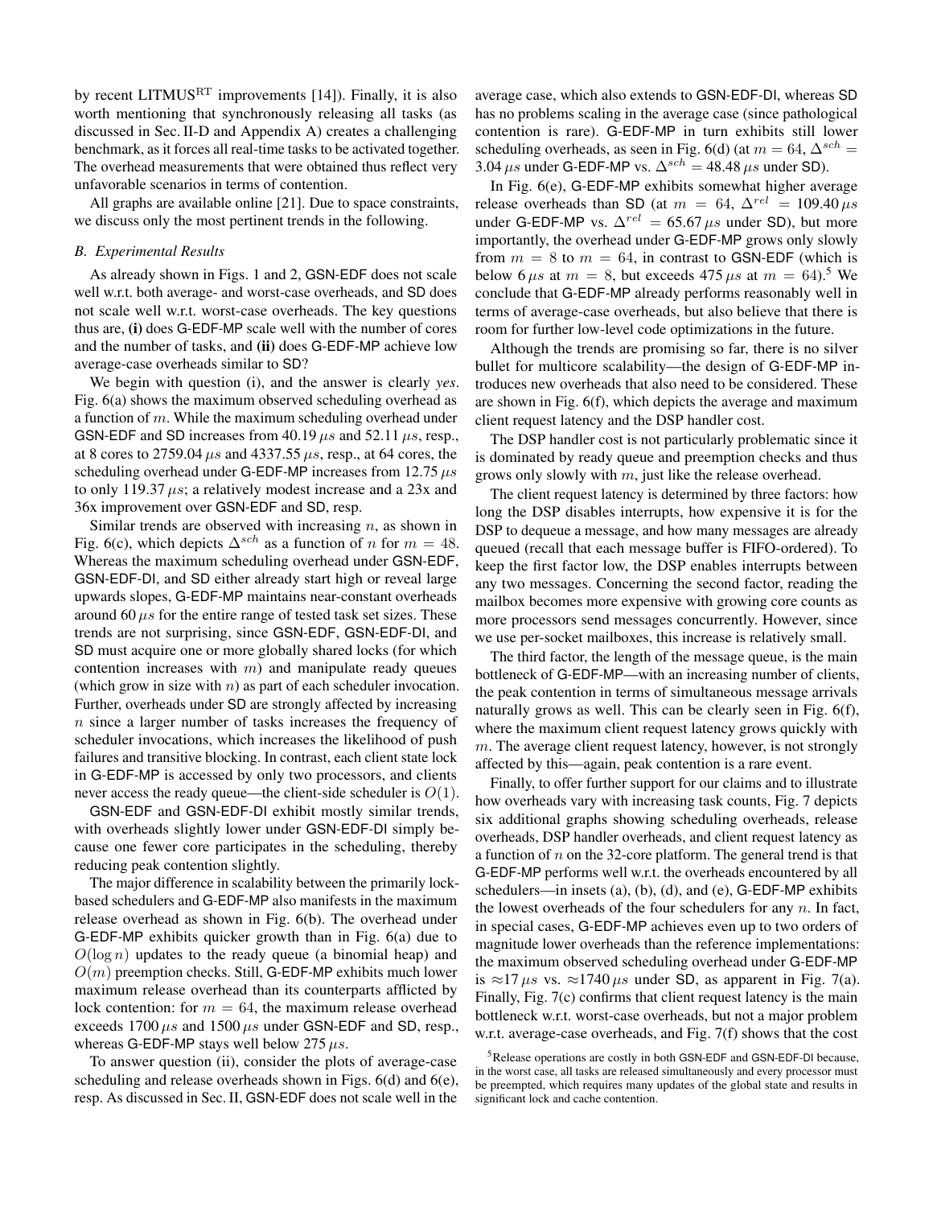by recent LITMUS$^{RT}$ improvements [14]). Finally, it is also worth mentioning that synchronously releasing all tasks (as discussed in Sec. II-D and Appendix A) creates a challenging benchmark, as it forces all real-time tasks to be activated together. The overhead measurements that were obtained thus reflect very unfavorable scenarios in terms of contention.

All graphs are available online [21]. Due to space constraints, we discuss only the most pertinent trends in the following.

### B. Experimental Results

As already shown in Figs. 1 and 2, GSN-EDF does not scale well w.r.t. both average- and worst-case overheads, and SD does not scale well w.r.t. worst-case overheads. The key questions thus are, **(i)** does G-EDF-MP scale well with the number of cores and the number of tasks, and **(ii)** does G-EDF-MP achieve low average-case overheads similar to SD?

We begin with question (i), and the answer is clearly *yes*. Fig. 6(a) shows the maximum observed scheduling overhead as a function of $m$. While the maximum scheduling overhead under GSN-EDF and SD increases from 40.19 $\mu s$ and 52.11 $\mu s$, resp., at 8 cores to 2759.04 $\mu s$ and 4337.55 $\mu s$, resp., at 64 cores, the scheduling overhead under G-EDF-MP increases from 12.75 $\mu s$ to only 119.37 $\mu s$; a relatively modest increase and a 23x and 36x improvement over GSN-EDF and SD, resp.

Similar trends are observed with increasing $n$, as shown in Fig. 6(c), which depicts $\Delta^{sch}$ as a function of $n$ for $m = 48$. Whereas the maximum scheduling overhead under GSN-EDF, GSN-EDF-DI, and SD either already start high or reveal large upwards slopes, G-EDF-MP maintains near-constant overheads around 60 $\mu s$ for the entire range of tested task set sizes. These trends are not surprising, since GSN-EDF, GSN-EDF-DI, and SD must acquire one or more globally shared locks (for which contention increases with $m$) and manipulate ready queues (which grow in size with $n$) as part of each scheduler invocation. Further, overheads under SD are strongly affected by increasing $n$ since a larger number of tasks increases the frequency of scheduler invocations, which increases the likelihood of push failures and transitive blocking. In contrast, each client state lock in G-EDF-MP is accessed by only two processors, and clients never access the ready queue—the client-side scheduler is $O(1)$.

GSN-EDF and GSN-EDF-DI exhibit mostly similar trends, with overheads slightly lower under GSN-EDF-DI simply because one fewer core participates in the scheduling, thereby reducing peak contention slightly.

The major difference in scalability between the primarily lock-based schedulers and G-EDF-MP also manifests in the maximum release overhead as shown in Fig. 6(b). The overhead under G-EDF-MP exhibits quicker growth than in Fig. 6(a) due to $O(\log n)$ updates to the ready queue (a binomial heap) and $O(m)$ preemption checks. Still, G-EDF-MP exhibits much lower maximum release overhead than its counterparts afflicted by lock contention: for $m = 64$, the maximum release overhead exceeds 1700 $\mu s$ and 1500 $\mu s$ under GSN-EDF and SD, resp., whereas G-EDF-MP stays well below 275 $\mu s$.

To answer question (ii), consider the plots of average-case scheduling and release overheads shown in Figs. 6(d) and 6(e), resp. As discussed in Sec. II, GSN-EDF does not scale well in the average case, which also extends to GSN-EDF-DI, whereas SD has no problems scaling in the average case (since pathological contention is rare). G-EDF-MP in turn exhibits still lower scheduling overheads, as seen in Fig. 6(d) (at $m = 64$, $\Delta^{sch} = 3.04\,\mu s$ under G-EDF-MP vs. $\Delta^{sch} = 48.48\,\mu s$ under SD).

In Fig. 6(e), G-EDF-MP exhibits somewhat higher average release overheads than SD (at $m = 64$, $\Delta^{rel} = 109.40\,\mu s$ under G-EDF-MP vs. $\Delta^{rel} = 65.67\,\mu s$ under SD), but more importantly, the overhead under G-EDF-MP grows only slowly from $m = 8$ to $m = 64$, in contrast to GSN-EDF (which is below 6 $\mu s$ at $m = 8$, but exceeds 475 $\mu s$ at $m = 64$).[5] We conclude that G-EDF-MP already performs reasonably well in terms of average-case overheads, but also believe that there is room for further low-level code optimizations in the future.

Although the trends are promising so far, there is no silver bullet for multicore scalability—the design of G-EDF-MP introduces new overheads that also need to be considered. These are shown in Fig. 6(f), which depicts the average and maximum client request latency and the DSP handler cost.

The DSP handler cost is not particularly problematic since it is dominated by ready queue and preemption checks and thus grows only slowly with $m$, just like the release overhead.

The client request latency is determined by three factors: how long the DSP disables interrupts, how expensive it is for the DSP to dequeue a message, and how many messages are already queued (recall that each message buffer is FIFO-ordered). To keep the first factor low, the DSP enables interrupts between any two messages. Concerning the second factor, reading the mailbox becomes more expensive with growing core counts as more processors send messages concurrently. However, since we use per-socket mailboxes, this increase is relatively small.

The third factor, the length of the message queue, is the main bottleneck of G-EDF-MP—with an increasing number of clients, the peak contention in terms of simultaneous message arrivals naturally grows as well. This can be clearly seen in Fig. 6(f), where the maximum client request latency grows quickly with $m$. The average client request latency, however, is not strongly affected by this—again, peak contention is a rare event.

Finally, to offer further support for our claims and to illustrate how overheads vary with increasing task counts, Fig. 7 depicts six additional graphs showing scheduling overheads, release overheads, DSP handler overheads, and client request latency as a function of $n$ on the 32-core platform. The general trend is that G-EDF-MP performs well w.r.t. the overheads encountered by all schedulers—in insets (a), (b), (d), and (e), G-EDF-MP exhibits the lowest overheads of the four schedulers for any $n$. In fact, in special cases, G-EDF-MP achieves even up to two orders of magnitude lower overheads than the reference implementations: the maximum observed scheduling overhead under G-EDF-MP is ≈17 $\mu s$ vs. ≈1740 $\mu s$ under SD, as apparent in Fig. 7(a). Finally, Fig. 7(c) confirms that client request latency is the main bottleneck w.r.t. worst-case overheads, but not a major problem w.r.t. average-case overheads, and Fig. 7(f) shows that the cost

[5] Release operations are costly in both GSN-EDF and GSN-EDF-DI because, in the worst case, all tasks are released simultaneously and every processor must be preempted, which requires many updates of the global state and results in significant lock and cache contention.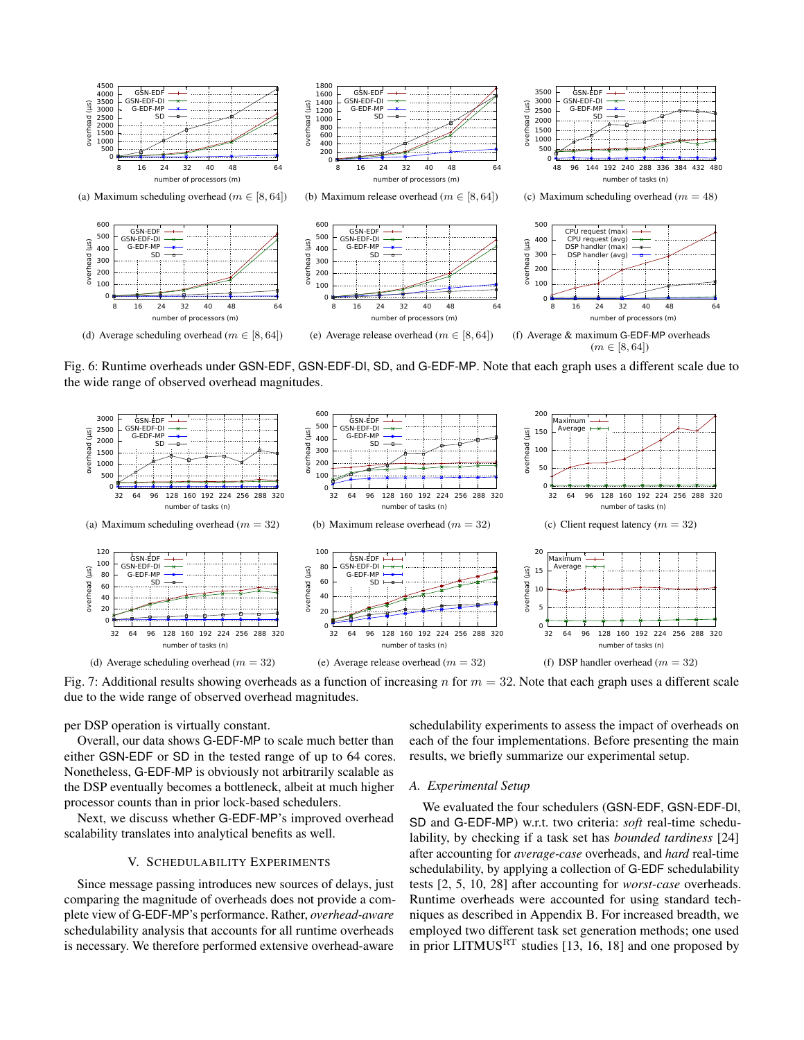(a) Maximum scheduling overhead ($m \in [8, 64]$)

(b) Maximum release overhead ($m \in [8, 64]$)

(c) Maximum scheduling overhead ($m = 48$)

(d) Average scheduling overhead ($m \in [8, 64]$)

(e) Average release overhead ($m \in [8, 64]$)

(f) Average & maximum G-EDF-MP overheads ($m \in [8, 64]$)

Fig. 6: Runtime overheads under GSN-EDF, GSN-EDF-DI, SD, and G-EDF-MP. Note that each graph uses a different scale due to the wide range of observed overhead magnitudes.

(a) Maximum scheduling overhead ($m = 32$)

(b) Maximum release overhead ($m = 32$)

(c) Client request latency ($m = 32$)

(d) Average scheduling overhead ($m = 32$)

(e) Average release overhead ($m = 32$)

(f) DSP handler overhead ($m = 32$)

Fig. 7: Additional results showing overheads as a function of increasing $n$ for $m = 32$. Note that each graph uses a different scale due to the wide range of observed overhead magnitudes.

per DSP operation is virtually constant.

Overall, our data shows G-EDF-MP to scale much better than either GSN-EDF or SD in the tested range of up to 64 cores. Nonetheless, G-EDF-MP is obviously not arbitrarily scalable as the DSP eventually becomes a bottleneck, albeit at much higher processor counts than in prior lock-based schedulers.

Next, we discuss whether G-EDF-MP's improved overhead scalability translates into analytical benefits as well.

## V. Schedulability Experiments

Since message passing introduces new sources of delays, just comparing the magnitude of overheads does not provide a complete view of G-EDF-MP's performance. Rather, *overhead-aware* schedulability analysis that accounts for all runtime overheads is necessary. We therefore performed extensive overhead-aware schedulability experiments to assess the impact of overheads on each of the four implementations. Before presenting the main results, we briefly summarize our experimental setup.

### A. Experimental Setup

We evaluated the four schedulers (GSN-EDF, GSN-EDF-DI, SD and G-EDF-MP) w.r.t. two criteria: *soft* real-time schedulability, by checking if a task set has *bounded tardiness* [24] after accounting for *average-case* overheads, and *hard* real-time schedulability, by applying a collection of G-EDF schedulability tests [2, 5, 10, 28] after accounting for *worst-case* overheads. Runtime overheads were accounted for using standard techniques as described in Appendix B. For increased breadth, we employed two different task set generation methods; one used in prior LITMUS$^{RT}$ studies [13, 16, 18] and one proposed by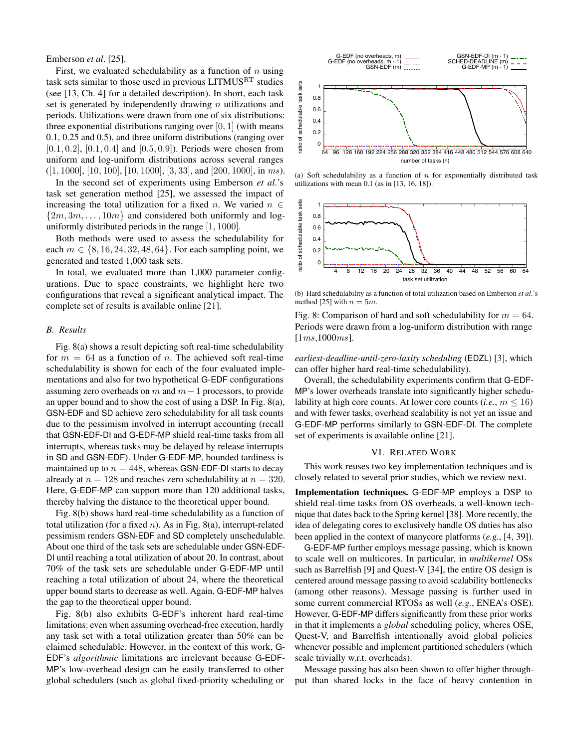Emberson *et al*. [25].

First, we evaluated schedulability as a function of $n$ using task sets similar to those used in previous LITMUS$^{\text{RT}}$ studies (see [13, Ch. 4] for a detailed description). In short, each task set is generated by independently drawing $n$ utilizations and periods. Utilizations were drawn from one of six distributions: three exponential distributions ranging over $[0, 1]$ (with means 0.1, 0.25 and 0.5), and three uniform distributions (ranging over $[0.1, 0.2]$, $[0.1, 0.4]$ and $[0.5, 0.9]$). Periods were chosen from uniform and log-uniform distributions across several ranges ($[1, 1000]$, $[10, 100]$, $[10, 1000]$, $[3, 33]$, and $[200, 1000]$, in $ms$).

In the second set of experiments using Emberson *et al*.'s task set generation method [25], we assessed the impact of increasing the total utilization for a fixed $n$. We varied $n \in \{2m, 3m, \ldots, 10m\}$ and considered both uniformly and log-uniformly distributed periods in the range $[1, 1000]$.

Both methods were used to assess the schedulability for each $m \in \{8, 16, 24, 32, 48, 64\}$. For each sampling point, we generated and tested 1,000 task sets.

In total, we evaluated more than 1,000 parameter configurations. Due to space constraints, we highlight here two configurations that reveal a significant analytical impact. The complete set of results is available online [21].

### B. Results

Fig. 8(a) shows a result depicting soft real-time schedulability for $m = 64$ as a function of $n$. The achieved soft real-time schedulability is shown for each of the four evaluated implementations and also for two hypothetical G-EDF configurations assuming zero overheads on $m$ and $m - 1$ processors, to provide an upper bound and to show the cost of using a DSP. In Fig. 8(a), GSN-EDF and SD achieve zero schedulability for all task counts due to the pessimism involved in interrupt accounting (recall that GSN-EDF-DI and G-EDF-MP shield real-time tasks from all interrupts, whereas tasks may be delayed by release interrupts in SD and GSN-EDF). Under G-EDF-MP, bounded tardiness is maintained up to $n = 448$, whereas GSN-EDF-DI starts to decay already at $n = 128$ and reaches zero schedulability at $n = 320$. Here, G-EDF-MP can support more than 120 additional tasks, thereby halving the distance to the theoretical upper bound.

Fig. 8(b) shows hard real-time schedulability as a function of total utilization (for a fixed $n$). As in Fig. 8(a), interrupt-related pessimism renders GSN-EDF and SD completely unschedulable. About one third of the task sets are schedulable under GSN-EDF-DI until reaching a total utilization of about 20. In contrast, about 70% of the task sets are schedulable under G-EDF-MP until reaching a total utilization of about 24, where the theoretical upper bound starts to decrease as well. Again, G-EDF-MP halves the gap to the theoretical upper bound.

Fig. 8(b) also exhibits G-EDF's inherent hard real-time limitations: even when assuming overhead-free execution, hardly any task set with a total utilization greater than 50% can be claimed schedulable. However, in the context of this work, G-EDF's *algorithmic* limitations are irrelevant because G-EDF-MP's low-overhead design can be easily transferred to other global schedulers (such as global fixed-priority scheduling or *earliest-deadline-until-zero-laxity scheduling* (EDZL) [3], which can offer higher hard real-time schedulability).

(a) Soft schedulability as a function of $n$ for exponentially distributed task utilizations with mean 0.1 (as in [13, 16, 18]).

(b) Hard schedulability as a function of total utilization based on Emberson *et al*.'s method [25] with $n = 5m$.

Fig. 8: Comparison of hard and soft schedulability for $m = 64$. Periods were drawn from a log-uniform distribution with range $[1ms, 1000ms]$.

Overall, the schedulability experiments confirm that G-EDF-MP's lower overheads translate into significantly higher schedulability at high core counts. At lower core counts (*i.e.*, $m \leq 16$) and with fewer tasks, overhead scalability is not yet an issue and G-EDF-MP performs similarly to GSN-EDF-DI. The complete set of experiments is available online [21].

## VI. Related Work

This work reuses two key implementation techniques and is closely related to several prior studies, which we review next.

**Implementation techniques.** G-EDF-MP employs a DSP to shield real-time tasks from OS overheads, a well-known technique that dates back to the Spring kernel [38]. More recently, the idea of delegating cores to exclusively handle OS duties has also been applied in the context of manycore platforms (*e.g.*, [4, 39]).

G-EDF-MP further employs message passing, which is known to scale well on multicores. In particular, in *multikernel* OSs such as Barrelfish [9] and Quest-V [34], the entire OS design is centered around message passing to avoid scalability bottlenecks (among other reasons). Message passing is further used in some current commercial RTOSs as well (*e.g.*, ENEA's OSE). However, G-EDF-MP differs significantly from these prior works in that it implements a *global* scheduling policy, wheres OSE, Quest-V, and Barrelfish intentionally avoid global policies whenever possible and implement partitioned schedulers (which scale trivially w.r.t. overheads).

Message passing has also been shown to offer higher throughput than shared locks in the face of heavy contention in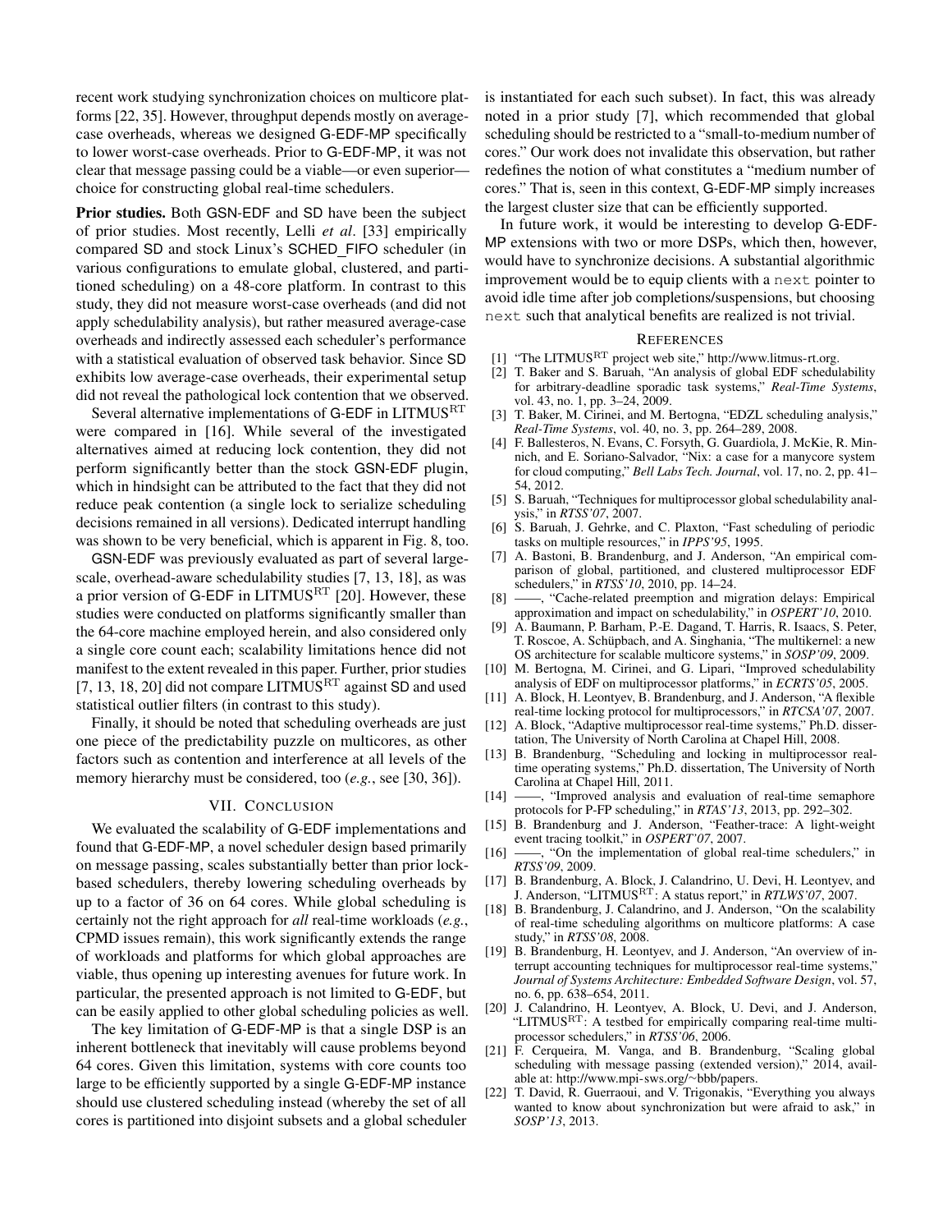recent work studying synchronization choices on multicore platforms [22, 35]. However, throughput depends mostly on average-case overheads, whereas we designed G-EDF-MP specifically to lower worst-case overheads. Prior to G-EDF-MP, it was not clear that message passing could be a viable—or even superior—choice for constructing global real-time schedulers.

**Prior studies.** Both GSN-EDF and SD have been the subject of prior studies. Most recently, Lelli *et al*. [33] empirically compared SD and stock Linux's SCHED_FIFO scheduler (in various configurations to emulate global, clustered, and partitioned scheduling) on a 48-core platform. In contrast to this study, they did not measure worst-case overheads (and did not apply schedulability analysis), but rather measured average-case overheads and indirectly assessed each scheduler's performance with a statistical evaluation of observed task behavior. Since SD exhibits low average-case overheads, their experimental setup did not reveal the pathological lock contention that we observed.

Several alternative implementations of G-EDF in LITMUS$^{RT}$ were compared in [16]. While several of the investigated alternatives aimed at reducing lock contention, they did not perform significantly better than the stock GSN-EDF plugin, which in hindsight can be attributed to the fact that they did not reduce peak contention (a single lock to serialize scheduling decisions remained in all versions). Dedicated interrupt handling was shown to be very beneficial, which is apparent in Fig. 8, too.

GSN-EDF was previously evaluated as part of several large-scale, overhead-aware schedulability studies [7, 13, 18], as was a prior version of G-EDF in LITMUS$^{RT}$ [20]. However, these studies were conducted on platforms significantly smaller than the 64-core machine employed herein, and also considered only a single core count each; scalability limitations hence did not manifest to the extent revealed in this paper. Further, prior studies [7, 13, 18, 20] did not compare LITMUS$^{RT}$ against SD and used statistical outlier filters (in contrast to this study).

Finally, it should be noted that scheduling overheads are just one piece of the predictability puzzle on multicores, as other factors such as contention and interference at all levels of the memory hierarchy must be considered, too (*e.g.*, see [30, 36]).

## VII. Conclusion

We evaluated the scalability of G-EDF implementations and found that G-EDF-MP, a novel scheduler design based primarily on message passing, scales substantially better than prior lock-based schedulers, thereby lowering scheduling overheads by up to a factor of 36 on 64 cores. While global scheduling is certainly not the right approach for *all* real-time workloads (*e.g.*, CPMD issues remain), this work significantly extends the range of workloads and platforms for which global approaches are viable, thus opening up interesting avenues for future work. In particular, the presented approach is not limited to G-EDF, but can be easily applied to other global scheduling policies as well.

The key limitation of G-EDF-MP is that a single DSP is an inherent bottleneck that inevitably will cause problems beyond 64 cores. Given this limitation, systems with core counts too large to be efficiently supported by a single G-EDF-MP instance should use clustered scheduling instead (whereby the set of all cores is partitioned into disjoint subsets and a global scheduler is instantiated for each such subset). In fact, this was already noted in a prior study [7], which recommended that global scheduling should be restricted to a "small-to-medium number of cores." Our work does not invalidate this observation, but rather redefines the notion of what constitutes a "medium number of cores." That is, seen in this context, G-EDF-MP simply increases the largest cluster size that can be efficiently supported.

In future work, it would be interesting to develop G-EDF-MP extensions with two or more DSPs, which then, however, would have to synchronize decisions. A substantial algorithmic improvement would be to equip clients with a `next` pointer to avoid idle time after job completions/suspensions, but choosing `next` such that analytical benefits are realized is not trivial.

## References

[1] "The LITMUS$^{RT}$ project web site," http://www.litmus-rt.org.

[2] T. Baker and S. Baruah, "An analysis of global EDF schedulability for arbitrary-deadline sporadic task systems," *Real-Time Systems*, vol. 43, no. 1, pp. 3–24, 2009.

[3] T. Baker, M. Cirinei, and M. Bertogna, "EDZL scheduling analysis," *Real-Time Systems*, vol. 40, no. 3, pp. 264–289, 2008.

[4] F. Ballesteros, N. Evans, C. Forsyth, G. Guardiola, J. McKie, R. Minnich, and E. Soriano-Salvador, "Nix: a case for a manycore system for cloud computing," *Bell Labs Tech. Journal*, vol. 17, no. 2, pp. 41–54, 2012.

[5] S. Baruah, "Techniques for multiprocessor global schedulability analysis," in *RTSS'07*, 2007.

[6] S. Baruah, J. Gehrke, and C. Plaxton, "Fast scheduling of periodic tasks on multiple resources," in *IPPS'95*, 1995.

[7] A. Bastoni, B. Brandenburg, and J. Anderson, "An empirical comparison of global, partitioned, and clustered multiprocessor EDF schedulers," in *RTSS'10*, 2010, pp. 14–24.

[8] ——, "Cache-related preemption and migration delays: Empirical approximation and impact on schedulability," in *OSPERT'10*, 2010.

[9] A. Baumann, P. Barham, P.-E. Dagand, T. Harris, R. Isaacs, S. Peter, T. Roscoe, A. Schüpbach, and A. Singhania, "The multikernel: a new OS architecture for scalable multicore systems," in *SOSP'09*, 2009.

[10] M. Bertogna, M. Cirinei, and G. Lipari, "Improved schedulability analysis of EDF on multiprocessor platforms," in *ECRTS'05*, 2005.

[11] A. Block, H. Leontyev, B. Brandenburg, and J. Anderson, "A flexible real-time locking protocol for multiprocessors," in *RTCSA'07*, 2007.

[12] A. Block, "Adaptive multiprocessor real-time systems," Ph.D. dissertation, The University of North Carolina at Chapel Hill, 2008.

[13] B. Brandenburg, "Scheduling and locking in multiprocessor real-time operating systems," Ph.D. dissertation, The University of North Carolina at Chapel Hill, 2011.

[14] ——, "Improved analysis and evaluation of real-time semaphore protocols for P-FP scheduling," in *RTAS'13*, 2013, pp. 292–302.

[15] B. Brandenburg and J. Anderson, "Feather-trace: A light-weight event tracing toolkit," in *OSPERT'07*, 2007.

[16] ——, "On the implementation of global real-time schedulers," in *RTSS'09*, 2009.

[17] B. Brandenburg, A. Block, J. Calandrino, U. Devi, H. Leontyev, and J. Anderson, "LITMUS$^{RT}$: A status report," in *RTLWS'07*, 2007.

[18] B. Brandenburg, J. Calandrino, and J. Anderson, "On the scalability of real-time scheduling algorithms on multicore platforms: A case study," in *RTSS'08*, 2008.

[19] B. Brandenburg, H. Leontyev, and J. Anderson, "An overview of interrupt accounting techniques for multiprocessor real-time systems," *Journal of Systems Architecture: Embedded Software Design*, vol. 57, no. 6, pp. 638–654, 2011.

[20] J. Calandrino, H. Leontyev, A. Block, U. Devi, and J. Anderson, "LITMUS$^{RT}$: A testbed for empirically comparing real-time multiprocessor schedulers," in *RTSS'06*, 2006.

[21] F. Cerqueira, M. Vanga, and B. Brandenburg, "Scaling global scheduling with message passing (extended version)," 2014, available at: http://www.mpi-sws.org/~bbb/papers.

[22] T. David, R. Guerraoui, and V. Trigonakis, "Everything you always wanted to know about synchronization but were afraid to ask," in *SOSP'13*, 2013.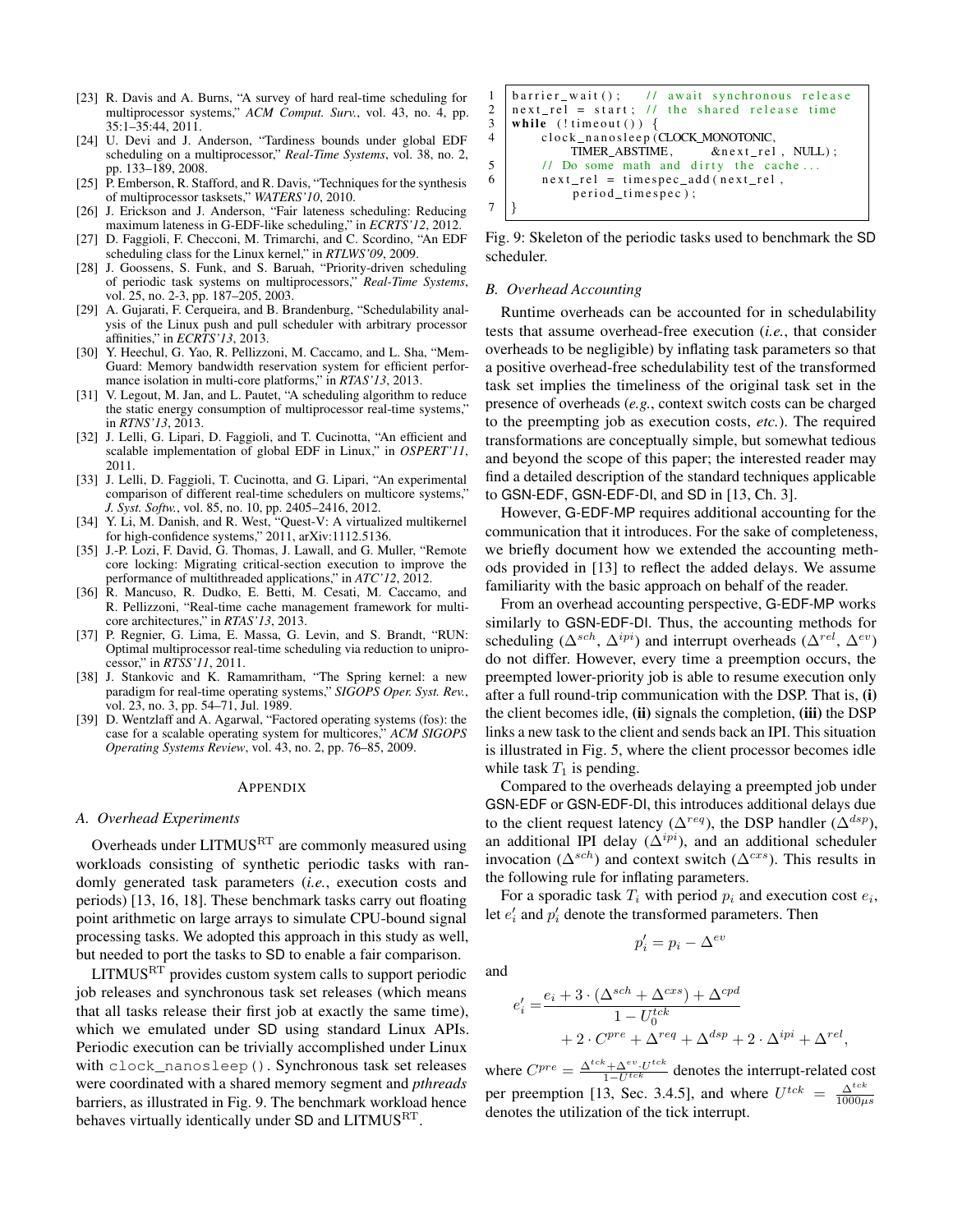[23] R. Davis and A. Burns, "A survey of hard real-time scheduling for multiprocessor systems," *ACM Comput. Surv.*, vol. 43, no. 4, pp. 35:1–35:44, 2011.

[24] U. Devi and J. Anderson, "Tardiness bounds under global EDF scheduling on a multiprocessor," *Real-Time Systems*, vol. 38, no. 2, pp. 133–189, 2008.

[25] P. Emberson, R. Stafford, and R. Davis, "Techniques for the synthesis of multiprocessor tasksets," *WATERS'10*, 2010.

[26] J. Erickson and J. Anderson, "Fair lateness scheduling: Reducing maximum lateness in G-EDF-like scheduling," in *ECRTS'12*, 2012.

[27] D. Faggioli, F. Checconi, M. Trimarchi, and C. Scordino, "An EDF scheduling class for the Linux kernel," in *RTLWS'09*, 2009.

[28] J. Goossens, S. Funk, and S. Baruah, "Priority-driven scheduling of periodic task systems on multiprocessors," *Real-Time Systems*, vol. 25, no. 2-3, pp. 187–205, 2003.

[29] A. Gujarati, F. Cerqueira, and B. Brandenburg, "Schedulability analysis of the Linux push and pull scheduler with arbitrary processor affinities," in *ECRTS'13*, 2013.

[30] Y. Heechul, G. Yao, R. Pellizzoni, M. Caccamo, and L. Sha, "MemGuard: Memory bandwidth reservation system for efficient performance isolation in multi-core platforms," in *RTAS'13*, 2013.

[31] V. Legout, M. Jan, and L. Pautet, "A scheduling algorithm to reduce the static energy consumption of multiprocessor real-time systems," in *RTNS'13*, 2013.

[32] J. Lelli, G. Lipari, D. Faggioli, and T. Cucinotta, "An efficient and scalable implementation of global EDF in Linux," in *OSPERT'11*, 2011.

[33] J. Lelli, D. Faggioli, T. Cucinotta, and G. Lipari, "An experimental comparison of different real-time schedulers on multicore systems," *J. Syst. Softw.*, vol. 85, no. 10, pp. 2405–2416, 2012.

[34] Y. Li, M. Danish, and R. West, "Quest-V: A virtualized multikernel for high-confidence systems," 2011, arXiv:1112.5136.

[35] J.-P. Lozi, F. David, G. Thomas, J. Lawall, and G. Muller, "Remote core locking: Migrating critical-section execution to improve the performance of multithreaded applications," in *ATC'12*, 2012.

[36] R. Mancuso, R. Dudko, E. Betti, M. Cesati, M. Caccamo, and R. Pellizzoni, "Real-time cache management framework for multicore architectures," in *RTAS'13*, 2013.

[37] P. Regnier, G. Lima, E. Massa, G. Levin, and S. Brandt, "RUN: Optimal multiprocessor real-time scheduling via reduction to uniprocessor," in *RTSS'11*, 2011.

[38] J. Stankovic and K. Ramamritham, "The Spring kernel: a new paradigm for real-time operating systems," *SIGOPS Oper. Syst. Rev.*, vol. 23, no. 3, pp. 54–71, Jul. 1989.

[39] D. Wentzlaff and A. Agarwal, "Factored operating system (fos): the case for a scalable operating system for multicores," *ACM SIGOPS Operating Systems Review*, vol. 43, no. 2, pp. 76–85, 2009.

## Appendix

### A. Overhead Experiments

Overheads under LITMUS$^{\text{RT}}$ are commonly measured using workloads consisting of synthetic periodic tasks with randomly generated task parameters (*i.e.*, execution costs and periods) [13, 16, 18]. These benchmark tasks carry out floating point arithmetic on large arrays to simulate CPU-bound signal processing tasks. We adopted this approach in this study as well, but needed to port the tasks to SD to enable a fair comparison.

LITMUS$^{\text{RT}}$ provides custom system calls to support periodic job releases and synchronous task set releases (which means that all tasks release their first job at exactly the same time), which we emulated under SD using standard Linux APIs. Periodic execution can be trivially accomplished under Linux with `clock_nanosleep()`. Synchronous task set releases were coordinated with a shared memory segment and *pthreads* barriers, as illustrated in Fig. 9. The benchmark workload hence behaves virtually identically under SD and LITMUS$^{\text{RT}}$.

```
1  barrier_wait();    // await synchronous release
2  next_rel = start; // the shared release time
3  while (!timeout()) {
4      clock_nanosleep(CLOCK_MONOTONIC,
           TIMER_ABSTIME,      &next_rel, NULL);
5      // Do some math and dirty the cache...
6      next_rel = timespec_add(next_rel,
           period_timespec);
7  }
```

Fig. 9: Skeleton of the periodic tasks used to benchmark the SD scheduler.

### B. Overhead Accounting

Runtime overheads can be accounted for in schedulability tests that assume overhead-free execution (*i.e.*, that consider overheads to be negligible) by inflating task parameters so that a positive overhead-free schedulability test of the transformed task set implies the timeliness of the original task set in the presence of overheads (*e.g.*, context switch costs can be charged to the preempting job as execution costs, *etc.*). The required transformations are conceptually simple, but somewhat tedious and beyond the scope of this paper; the interested reader may find a detailed description of the standard techniques applicable to GSN-EDF, GSN-EDF-DI, and SD in [13, Ch. 3].

However, G-EDF-MP requires additional accounting for the communication that it introduces. For the sake of completeness, we briefly document how we extended the accounting methods provided in [13] to reflect the added delays. We assume familiarity with the basic approach on behalf of the reader.

From an overhead accounting perspective, G-EDF-MP works similarly to GSN-EDF-DI. Thus, the accounting methods for scheduling ($\Delta^{sch}$, $\Delta^{ipi}$) and interrupt overheads ($\Delta^{rel}$, $\Delta^{ev}$) do not differ. However, every time a preemption occurs, the preempted lower-priority job is able to resume execution only after a full round-trip communication with the DSP. That is, **(i)** the client becomes idle, **(ii)** signals the completion, **(iii)** the DSP links a new task to the client and sends back an IPI. This situation is illustrated in Fig. 5, where the client processor becomes idle while task $T_1$ is pending.

Compared to the overheads delaying a preempted job under GSN-EDF or GSN-EDF-DI, this introduces additional delays due to the client request latency ($\Delta^{req}$), the DSP handler ($\Delta^{dsp}$), an additional IPI delay ($\Delta^{ipi}$), and an additional scheduler invocation ($\Delta^{sch}$) and context switch ($\Delta^{cxs}$). This results in the following rule for inflating parameters.

For a sporadic task $T_i$ with period $p_i$ and execution cost $e_i$, let $e_i'$ and $p_i'$ denote the transformed parameters. Then

$$p_i' = p_i - \Delta^{ev}$$

and

$$e_i' = \frac{e_i + 3 \cdot (\Delta^{sch} + \Delta^{cxs}) + \Delta^{cpd}}{1 - U_0^{tck}} + 2 \cdot C^{pre} + \Delta^{req} + \Delta^{dsp} + 2 \cdot \Delta^{ipi} + \Delta^{rel},$$

where $C^{pre} = \frac{\Delta^{tck} + \Delta^{ev} \cdot U^{tck}}{1 - U^{tck}}$ denotes the interrupt-related cost per preemption [13, Sec. 3.4.5], and where $U^{tck} = \frac{\Delta^{tck}}{1000\mu s}$ denotes the utilization of the tick interrupt.